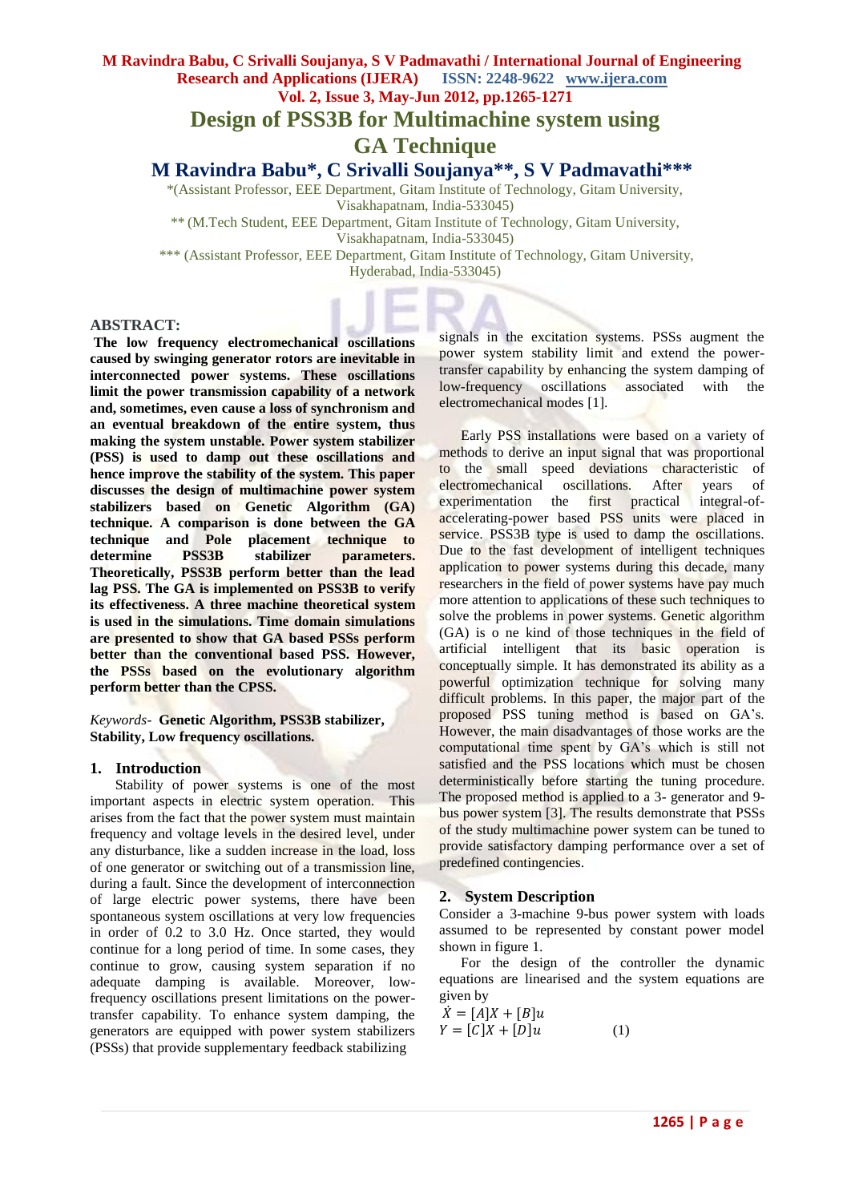# Design of PSS3B for Multimachine system using GA Technique

## M Ravindra Babu*, C Srivalli Soujanya**, S V Padmavathi***

*(Assistant Professor, EEE Department, Gitam Institute of Technology, Gitam University, Visakhapatnam, India-533045)

** (M.Tech Student, EEE Department, Gitam Institute of Technology, Gitam University, Visakhapatnam, India-533045)

*** (Assistant Professor, EEE Department, Gitam Institute of Technology, Gitam University, Hyderabad, India-533045)

**ABSTRACT:**

**The low frequency electromechanical oscillations caused by swinging generator rotors are inevitable in interconnected power systems. These oscillations limit the power transmission capability of a network and, sometimes, even cause a loss of synchronism and an eventual breakdown of the entire system, thus making the system unstable. Power system stabilizer (PSS) is used to damp out these oscillations and hence improve the stability of the system. This paper discusses the design of multimachine power system stabilizers based on Genetic Algorithm (GA) technique. A comparison is done between the GA technique and Pole placement technique to determine PSS3B stabilizer parameters. Theoretically, PSS3B perform better than the lead lag PSS. The GA is implemented on PSS3B to verify its effectiveness. A three machine theoretical system is used in the simulations. Time domain simulations are presented to show that GA based PSSs perform better than the conventional based PSS. However, the PSSs based on the evolutionary algorithm perform better than the CPSS.**

*Keywords-* **Genetic Algorithm, PSS3B stabilizer, Stability, Low frequency oscillations.**

## 1. Introduction

Stability of power systems is one of the most important aspects in electric system operation. This arises from the fact that the power system must maintain frequency and voltage levels in the desired level, under any disturbance, like a sudden increase in the load, loss of one generator or switching out of a transmission line, during a fault. Since the development of interconnection of large electric power systems, there have been spontaneous system oscillations at very low frequencies in order of 0.2 to 3.0 Hz. Once started, they would continue for a long period of time. In some cases, they continue to grow, causing system separation if no adequate damping is available. Moreover, low-frequency oscillations present limitations on the power-transfer capability. To enhance system damping, the generators are equipped with power system stabilizers (PSSs) that provide supplementary feedback stabilizing signals in the excitation systems. PSSs augment the power system stability limit and extend the power-transfer capability by enhancing the system damping of low-frequency oscillations associated with the electromechanical modes [1].

Early PSS installations were based on a variety of methods to derive an input signal that was proportional to the small speed deviations characteristic of electromechanical oscillations. After years of experimentation the first practical integral-of-accelerating-power based PSS units were placed in service. PSS3B type is used to damp the oscillations. Due to the fast development of intelligent techniques application to power systems during this decade, many researchers in the field of power systems have pay much more attention to applications of these such techniques to solve the problems in power systems. Genetic algorithm (GA) is o ne kind of those techniques in the field of artificial intelligent that its basic operation is conceptually simple. It has demonstrated its ability as a powerful optimization technique for solving many difficult problems. In this paper, the major part of the proposed PSS tuning method is based on GA's. However, the main disadvantages of those works are the computational time spent by GA's which is still not satisfied and the PSS locations which must be chosen deterministically before starting the tuning procedure. The proposed method is applied to a 3- generator and 9-bus power system [3]. The results demonstrate that PSSs of the study multimachine power system can be tuned to provide satisfactory damping performance over a set of predefined contingencies.

## 2. System Description

Consider a 3-machine 9-bus power system with loads assumed to be represented by constant power model shown in figure 1.

For the design of the controller the dynamic equations are linearised and the system equations are given by

$$\dot{X} = [A]X + [B]u$$
$$Y = [C]X + [D]u \qquad (1)$$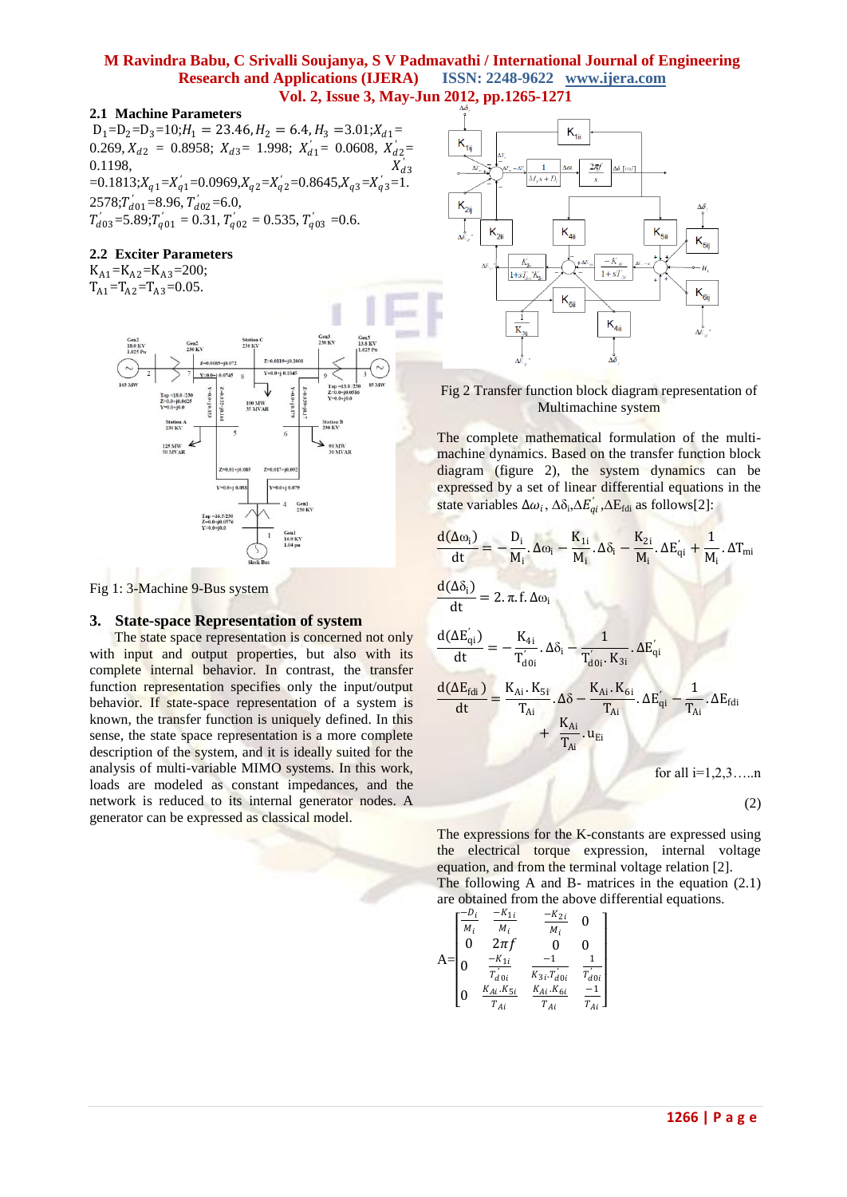### 2.1 Machine Parameters

$D_1$=$D_2$=$D_3$=10;$H_1$ = 23.46, $H_2$ = 6.4, $H_3$ =3.01;$X_{d1}$= 0.269, $X_{d2}$ = 0.8958; $X_{d3}$= 1.998; $X'_{d1}$= 0.0608, $X'_{d2}$= 0.1198, $X'_{d3}$ =0.1813;$X_{q1}$=$X'_{q1}$=0.0969,$X_{q2}$=$X'_{q2}$=0.8645,$X_{q3}$=$X'_{q3}$=1.2578;$T'_{d01}$=8.96, $T'_{d02}$=6.0, $T'_{d03}$=5.89;$T'_{q01}$ = 0.31, $T'_{q02}$ = 0.535, $T'_{q03}$ =0.6.

### 2.2 Exciter Parameters

$K_{A1}$=$K_{A2}$=$K_{A3}$=200;
$T_{A1}$=$T_{A2}$=$T_{A3}$=0.05.

Fig 1: 3-Machine 9-Bus system

## 3. State-space Representation of system

The state space representation is concerned not only with input and output properties, but also with its complete internal behavior. In contrast, the transfer function representation specifies only the input/output behavior. If state-space representation of a system is known, the transfer function is uniquely defined. In this sense, the state space representation is a more complete description of the system, and it is ideally suited for the analysis of multi-variable MIMO systems. In this work, loads are modeled as constant impedances, and the network is reduced to its internal generator nodes. A generator can be expressed as classical model.

Fig 2 Transfer function block diagram representation of Multimachine system

The complete mathematical formulation of the multi-machine dynamics. Based on the transfer function block diagram (figure 2), the system dynamics can be expressed by a set of linear differential equations in the state variables $\Delta\omega_i$, $\Delta\delta_i$,$\Delta E'_{qi}$,$\Delta E_{fdi}$ as follows[2]:

$$\frac{d(\Delta\omega_i)}{dt} = -\frac{D_i}{M_i}.\Delta\omega_i - \frac{K_{1i}}{M_i}.\Delta\delta_i - \frac{K_{2i}}{M_i}.\Delta E'_{qi} + \frac{1}{M_i}.\Delta T_{mi}$$

$$\frac{d(\Delta\delta_i)}{dt} = 2.\pi.f.\Delta\omega_i$$

$$\frac{d(\Delta E'_{qi})}{dt} = -\frac{K_{4i}}{T'_{d0i}}.\Delta\delta_i - \frac{1}{T'_{d0i}.K_{3i}}.\Delta E'_{qi}$$

$$\frac{d(\Delta E_{fdi})}{dt} = \frac{K_{Ai}.K_{5i}}{T_{Ai}}.\Delta\delta - \frac{K_{Ai}.K_{6i}}{T_{Ai}}.\Delta E'_{qi} - \frac{1}{T_{Ai}}.\Delta E_{fdi} + \frac{K_{Ai}}{T_{Ai}}.u_{Ei}$$

for all i=1,2,3…..n

(2)

The expressions for the K-constants are expressed using the electrical torque expression, internal voltage equation, and from the terminal voltage relation [2].
The following A and B- matrices in the equation (2.1) are obtained from the above differential equations.

$$A=\begin{bmatrix} \frac{-D_i}{M_i} & \frac{-K_{1i}}{M_i} & \frac{-K_{2i}}{M_i} & 0 \\ 0 & 2\pi f & 0 & 0 \\ 0 & \frac{-K_{1i}}{T'_{d0i}} & \frac{-1}{K_{3i}.T'_{d0i}} & \frac{1}{T'_{d0i}} \\ 0 & \frac{K_{Ai}.K_{5i}}{T_{Ai}} & \frac{K_{Ai}.K_{6i}}{T_{Ai}} & \frac{-1}{T_{Ai}} \end{bmatrix}$$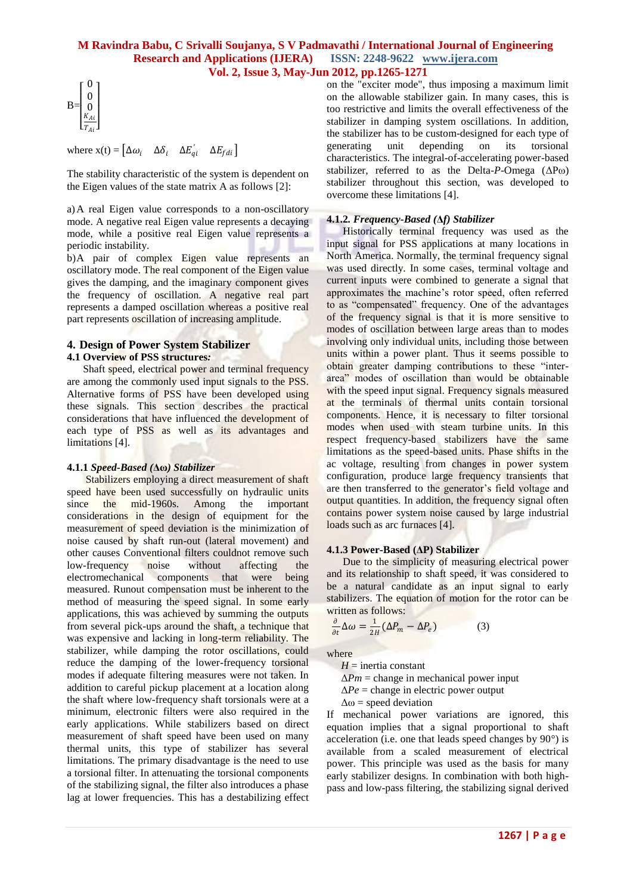$$B=\begin{bmatrix} 0 \\ 0 \\ 0 \\ \frac{K_{Ai}}{T_{Ai}} \end{bmatrix}$$

where $x(t) = \begin{bmatrix} \Delta\omega_i & \Delta\delta_i & \Delta E'_{qi} & \Delta E_{fdi} \end{bmatrix}$

The stability characteristic of the system is dependent on the Eigen values of the state matrix A as follows [2]:

a) A real Eigen value corresponds to a non-oscillatory mode. A negative real Eigen value represents a decaying mode, while a positive real Eigen value represents a periodic instability.

b) A pair of complex Eigen value represents an oscillatory mode. The real component of the Eigen value gives the damping, and the imaginary component gives the frequency of oscillation. A negative real part represents a damped oscillation whereas a positive real part represents oscillation of increasing amplitude.

## 4. Design of Power System Stabilizer

### 4.1 Overview of PSS structures:

Shaft speed, electrical power and terminal frequency are among the commonly used input signals to the PSS. Alternative forms of PSS have been developed using these signals. This section describes the practical considerations that have influenced the development of each type of PSS as well as its advantages and limitations [4].

#### 4.1.1 *Speed-Based (Δω) Stabilizer*

Stabilizers employing a direct measurement of shaft speed have been used successfully on hydraulic units since the mid-1960s. Among the important considerations in the design of equipment for the measurement of speed deviation is the minimization of noise caused by shaft run-out (lateral movement) and other causes Conventional filters couldnot remove such low-frequency noise without affecting the electromechanical components that were being measured. Runout compensation must be inherent to the method of measuring the speed signal. In some early applications, this was achieved by summing the outputs from several pick-ups around the shaft, a technique that was expensive and lacking in long-term reliability. The stabilizer, while damping the rotor oscillations, could reduce the damping of the lower-frequency torsional modes if adequate filtering measures were not taken. In addition to careful pickup placement at a location along the shaft where low-frequency shaft torsionals were at a minimum, electronic filters were also required in the early applications. While stabilizers based on direct measurement of shaft speed have been used on many thermal units, this type of stabilizer has several limitations. The primary disadvantage is the need to use a torsional filter. In attenuating the torsional components of the stabilizing signal, the filter also introduces a phase lag at lower frequencies. This has a destabilizing effect on the "exciter mode", thus imposing a maximum limit on the allowable stabilizer gain. In many cases, this is too restrictive and limits the overall effectiveness of the stabilizer in damping system oscillations. In addition, the stabilizer has to be custom-designed for each type of generating unit depending on its torsional characteristics. The integral-of-accelerating power-based stabilizer, referred to as the Delta-*P*-Omega (ΔPω) stabilizer throughout this section, was developed to overcome these limitations [4].

#### 4.1.2. *Frequency-Based (Δf) Stabilizer*

Historically terminal frequency was used as the input signal for PSS applications at many locations in North America. Normally, the terminal frequency signal was used directly. In some cases, terminal voltage and current inputs were combined to generate a signal that approximates the machine's rotor speed, often referred to as "compensated" frequency. One of the advantages of the frequency signal is that it is more sensitive to modes of oscillation between large areas than to modes involving only individual units, including those between units within a power plant. Thus it seems possible to obtain greater damping contributions to these "inter-area" modes of oscillation than would be obtainable with the speed input signal. Frequency signals measured at the terminals of thermal units contain torsional components. Hence, it is necessary to filter torsional modes when used with steam turbine units. In this respect frequency-based stabilizers have the same limitations as the speed-based units. Phase shifts in the ac voltage, resulting from changes in power system configuration, produce large frequency transients that are then transferred to the generator's field voltage and output quantities. In addition, the frequency signal often contains power system noise caused by large industrial loads such as arc furnaces [4].

#### 4.1.3 Power-Based (ΔP) Stabilizer

Due to the simplicity of measuring electrical power and its relationship to shaft speed, it was considered to be a natural candidate as an input signal to early stabilizers. The equation of motion for the rotor can be written as follows:

$$\frac{\partial}{\partial t}\Delta\omega = \frac{1}{2H}(\Delta P_m - \Delta P_e) \qquad (3)$$

where

$H$ = inertia constant

$\Delta Pm$ = change in mechanical power input

$\Delta Pe$ = change in electric power output

$\Delta\omega$ = speed deviation

If mechanical power variations are ignored, this equation implies that a signal proportional to shaft acceleration (i.e. one that leads speed changes by 90°) is available from a scaled measurement of electrical power. This principle was used as the basis for many early stabilizer designs. In combination with both high-pass and low-pass filtering, the stabilizing signal derived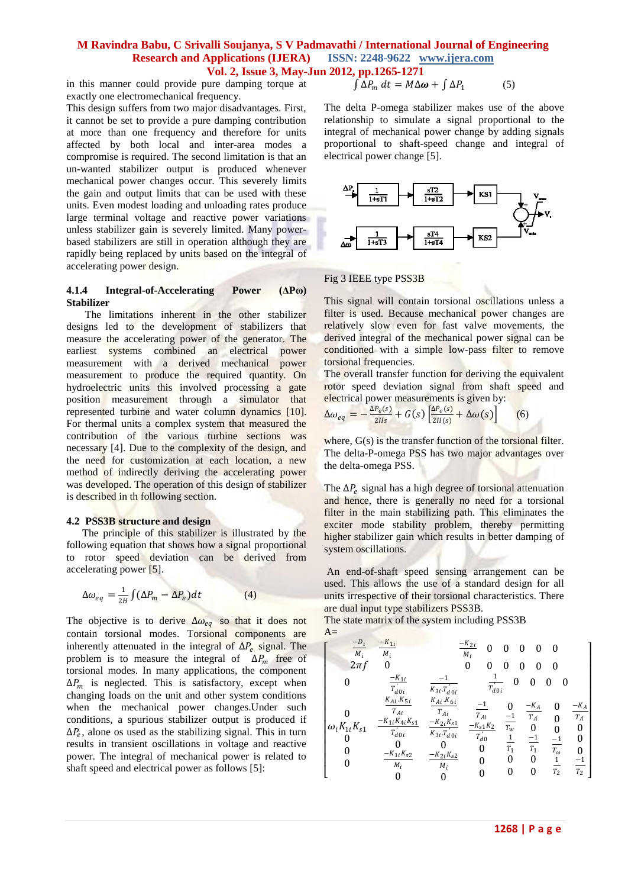in this manner could provide pure damping torque at exactly one electromechanical frequency.

This design suffers from two major disadvantages. First, it cannot be set to provide a pure damping contribution at more than one frequency and therefore for units affected by both local and inter-area modes a compromise is required. The second limitation is that an un-wanted stabilizer output is produced whenever mechanical power changes occur. This severely limits the gain and output limits that can be used with these units. Even modest loading and unloading rates produce large terminal voltage and reactive power variations unless stabilizer gain is severely limited. Many power-based stabilizers are still in operation although they are rapidly being replaced by units based on the integral of accelerating power design.

#### 4.1.4 Integral-of-Accelerating Power (ΔPω) Stabilizer

The limitations inherent in the other stabilizer designs led to the development of stabilizers that measure the accelerating power of the generator. The earliest systems combined an electrical power measurement with a derived mechanical power measurement to produce the required quantity. On hydroelectric units this involved processing a gate position measurement through a simulator that represented turbine and water column dynamics [10]. For thermal units a complex system that measured the contribution of the various turbine sections was necessary [4]. Due to the complexity of the design, and the need for customization at each location, a new method of indirectly deriving the accelerating power was developed. The operation of this design of stabilizer is described in th following section.

### 4.2 PSS3B structure and design

The principle of this stabilizer is illustrated by the following equation that shows how a signal proportional to rotor speed deviation can be derived from accelerating power [5].

$$\Delta\omega_{eq} = \frac{1}{2H}\int(\Delta P_m - \Delta P_e)dt \qquad (4)$$

The objective is to derive $\Delta\omega_{eq}$ so that it does not contain torsional modes. Torsional components are inherently attenuated in the integral of $\Delta P_e$ signal. The problem is to measure the integral of $\Delta P_m$ free of torsional modes. In many applications, the component $\Delta P_m$ is neglected. This is satisfactory, except when changing loads on the unit and other system conditions when the mechanical power changes.Under such conditions, a spurious stabilizer output is produced if $\Delta P_e$, alone os used as the stabilizing signal. This in turn results in transient oscillations in voltage and reactive power. The integral of mechanical power is related to shaft speed and electrical power as follows [5]:

$$\int \Delta P_m \, dt = M\Delta\omega + \int \Delta P_1 \qquad (5)$$

The delta P-omega stabilizer makes use of the above relationship to simulate a signal proportional to the integral of mechanical power change by adding signals proportional to shaft-speed change and integral of electrical power change [5].

Fig 3 IEEE type PSS3B

This signal will contain torsional oscillations unless a filter is used. Because mechanical power changes are relatively slow even for fast valve movements, the derived integral of the mechanical power signal can be conditioned with a simple low-pass filter to remove torsional frequencies.

The overall transfer function for deriving the equivalent rotor speed deviation signal from shaft speed and electrical power measurements is given by:

$$\Delta\omega_{eq} = -\frac{\Delta P_e(s)}{2Hs} + G(s)\left[\frac{\Delta P_e(s)}{2H(s)} + \Delta\omega(s)\right] \qquad (6)$$

where, G(s) is the transfer function of the torsional filter. The delta-P-omega PSS has two major advantages over the delta-omega PSS.

The $\Delta P_e$ signal has a high degree of torsional attenuation and hence, there is generally no need for a torsional filter in the main stabilizing path. This eliminates the exciter mode stability problem, thereby permitting higher stabilizer gain which results in better damping of system oscillations.

An end-of-shaft speed sensing arrangement can be used. This allows the use of a standard design for all units irrespective of their torsional characteristics. There are dual input type stabilizers PSS3B.

The state matrix of the system including PSS3B

A=

$$\begin{bmatrix}
\frac{-D_i}{M_i} & \frac{-K_{1i}}{M_i} & \frac{-K_{2i}}{M_i} & 0 & 0 & 0 & 0 & 0 \\
2\pi f & 0 & 0 & 0 & 0 & 0 & 0 & 0 \\
0 & \frac{-K_{1i}}{T'_{d0i}} & \frac{-1}{K_{3i}.T'_{d0i}} & \frac{1}{T'_{d0i}} & 0 & 0 & 0 & 0 \\
0 & \frac{K_{Ai}.K_{5i}}{T_{Ai}} & \frac{K_{Ai}.K_{6i}}{T_{Ai}} & \frac{-1}{T_{Ai}} & 0 & \frac{-K_A}{T_A} & 0 & \frac{-K_A}{T_A} \\
\omega_i K_{1i} K_{s1} & \frac{-K_{1i}K_{4i}K_{s1}}{T'_{d0i}} & \frac{-K_{2i}K_{s1}}{K_{3i}.T'_{d0i}} & \frac{-K_{s1}K_2}{T'_{d0}} & \frac{-1}{T_w} & 0 & 0 & 0 \\
0 & 0 & 0 & 0 & \frac{1}{T_1} & \frac{-1}{T_1} & 0 & 0 \\
0 & 0 & 0 & 0 & 0 & 0 & \frac{-1}{T_\omega} & 0 \\
0 & \frac{-K_{1i}K_{s2}}{M_i} & \frac{-K_{2i}K_{s2}}{M_i} & 0 & 0 & 0 & \frac{1}{T_2} & \frac{-1}{T_2} \\
0 & 0 & 0 & 0 & 0 & 0 & 0 & 0
\end{bmatrix}$$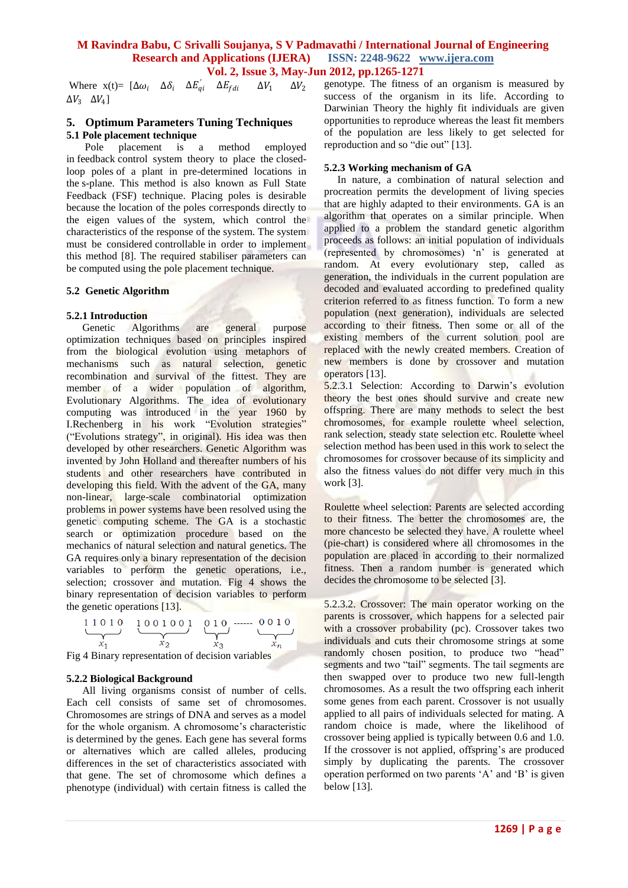Where x(t)= [$\Delta\omega_i$ $\Delta\delta_i$ $\Delta E'_{qi}$ $\Delta E_{fdi}$ $\Delta V_1$ $\Delta V_2$ $\Delta V_3$ $\Delta V_4$]

## 5. Optimum Parameters Tuning Techniques

### 5.1 Pole placement technique

Pole placement is a method employed in feedback control system theory to place the closed-loop poles of a plant in pre-determined locations in the s-plane. This method is also known as Full State Feedback (FSF) technique. Placing poles is desirable because the location of the poles corresponds directly to the eigen values of the system, which control the characteristics of the response of the system. The system must be considered controllable in order to implement this method [8]. The required stabiliser parameters can be computed using the pole placement technique.

### 5.2 Genetic Algorithm

#### 5.2.1 Introduction

Genetic Algorithms are general purpose optimization techniques based on principles inspired from the biological evolution using metaphors of mechanisms such as natural selection, genetic recombination and survival of the fittest. They are member of a wider population of algorithm, Evolutionary Algorithms. The idea of evolutionary computing was introduced in the year 1960 by I.Rechenberg in his work "Evolution strategies" ("Evolutions strategy", in original). His idea was then developed by other researchers. Genetic Algorithm was invented by John Holland and thereafter numbers of his students and other researchers have contributed in developing this field. With the advent of the GA, many non-linear, large-scale combinatorial optimization problems in power systems have been resolved using the genetic computing scheme. The GA is a stochastic search or optimization procedure based on the mechanics of natural selection and natural genetics. The GA requires only a binary representation of the decision variables to perform the genetic operations, i.e., selection; crossover and mutation. Fig 4 shows the binary representation of decision variables to perform the genetic operations [13].

$$\underbrace{1\,1\,0\,1\,0}_{x_1}\quad \underbrace{1\,0\,0\,1\,0\,0\,1}_{x_2}\quad \underbrace{0\,1\,0}_{x_3}\ \text{------}\ \underbrace{0\,0\,1\,0}_{x_n}$$

Fig 4 Binary representation of decision variables

#### 5.2.2 Biological Background

All living organisms consist of number of cells. Each cell consists of same set of chromosomes. Chromosomes are strings of DNA and serves as a model for the whole organism. A chromosome's characteristic is determined by the genes. Each gene has several forms or alternatives which are called alleles, producing differences in the set of characteristics associated with that gene. The set of chromosome which defines a phenotype (individual) with certain fitness is called the genotype. The fitness of an organism is measured by success of the organism in its life. According to Darwinian Theory the highly fit individuals are given opportunities to reproduce whereas the least fit members of the population are less likely to get selected for reproduction and so "die out" [13].

#### 5.2.3 Working mechanism of GA

In nature, a combination of natural selection and procreation permits the development of living species that are highly adapted to their environments. GA is an algorithm that operates on a similar principle. When applied to a problem the standard genetic algorithm proceeds as follows: an initial population of individuals (represented by chromosomes) 'n' is generated at random. At every evolutionary step, called as generation, the individuals in the current population are decoded and evaluated according to predefined quality criterion referred to as fitness function. To form a new population (next generation), individuals are selected according to their fitness. Then some or all of the existing members of the current solution pool are replaced with the newly created members. Creation of new members is done by crossover and mutation operators [13].

5.2.3.1 Selection: According to Darwin's evolution theory the best ones should survive and create new offspring. There are many methods to select the best chromosomes, for example roulette wheel selection, rank selection, steady state selection etc. Roulette wheel selection method has been used in this work to select the chromosomes for crossover because of its simplicity and also the fitness values do not differ very much in this work [3].

Roulette wheel selection: Parents are selected according to their fitness. The better the chromosomes are, the more chancesto be selected they have. A roulette wheel (pie-chart) is considered where all chromosomes in the population are placed in according to their normalized fitness. Then a random number is generated which decides the chromosome to be selected [3].

5.2.3.2. Crossover: The main operator working on the parents is crossover, which happens for a selected pair with a crossover probability (pc). Crossover takes two individuals and cuts their chromosome strings at some randomly chosen position, to produce two "head" segments and two "tail" segments. The tail segments are then swapped over to produce two new full-length chromosomes. As a result the two offspring each inherit some genes from each parent. Crossover is not usually applied to all pairs of individuals selected for mating. A random choice is made, where the likelihood of crossover being applied is typically between 0.6 and 1.0. If the crossover is not applied, offspring's are produced simply by duplicating the parents. The crossover operation performed on two parents 'A' and 'B' is given below [13].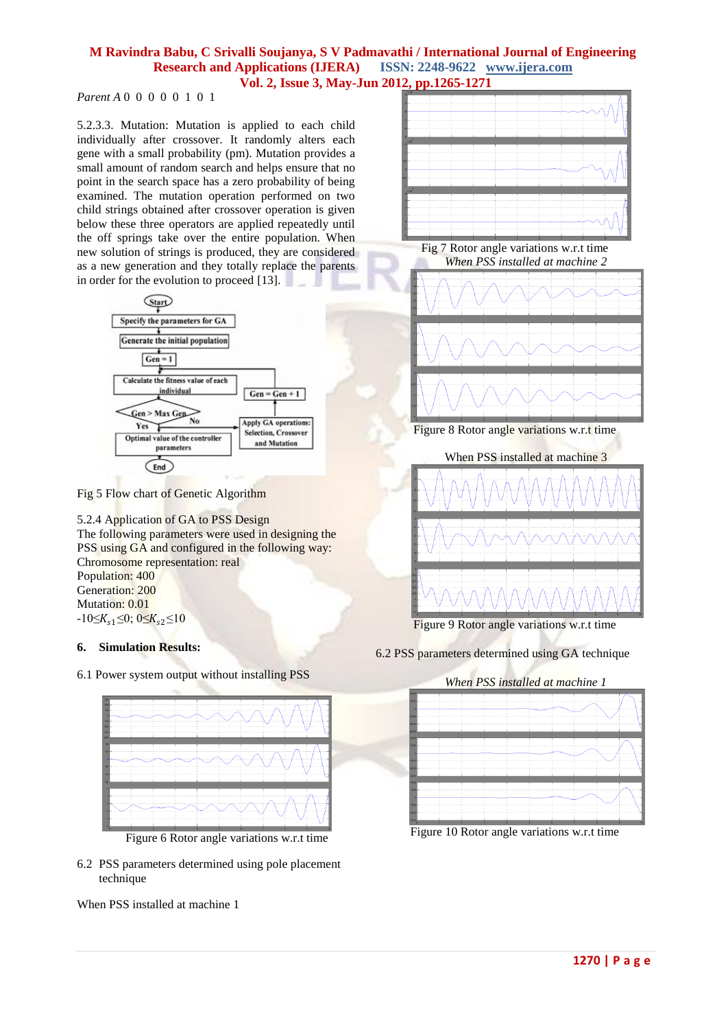*Parent A* 0 0 0 0 0 1 0 1

5.2.3.3. Mutation: Mutation is applied to each child individually after crossover. It randomly alters each gene with a small probability (pm). Mutation provides a small amount of random search and helps ensure that no point in the search space has a zero probability of being examined. The mutation operation performed on two child strings obtained after crossover operation is given below these three operators are applied repeatedly until the off springs take over the entire population. When new solution of strings is produced, they are considered as a new generation and they totally replace the parents in order for the evolution to proceed [13].

Fig 5 Flow chart of Genetic Algorithm

5.2.4 Application of GA to PSS Design

The following parameters were used in designing the PSS using GA and configured in the following way:

Chromosome representation: real

Population: 400

Generation: 200

Mutation: 0.01

$-10 \leq K_{s1} \leq 0$; $0 \leq K_{s2} \leq 10$

## 6. Simulation Results:

6.1 Power system output without installing PSS

Figure 6 Rotor angle variations w.r.t time

6.2 PSS parameters determined using pole placement technique

When PSS installed at machine 1

Fig 7 Rotor angle variations w.r.t time

*When PSS installed at machine 2*

Figure 8 Rotor angle variations w.r.t time

When PSS installed at machine 3

Figure 9 Rotor angle variations w.r.t time

6.2 PSS parameters determined using GA technique

*When PSS installed at machine 1*

Figure 10 Rotor angle variations w.r.t time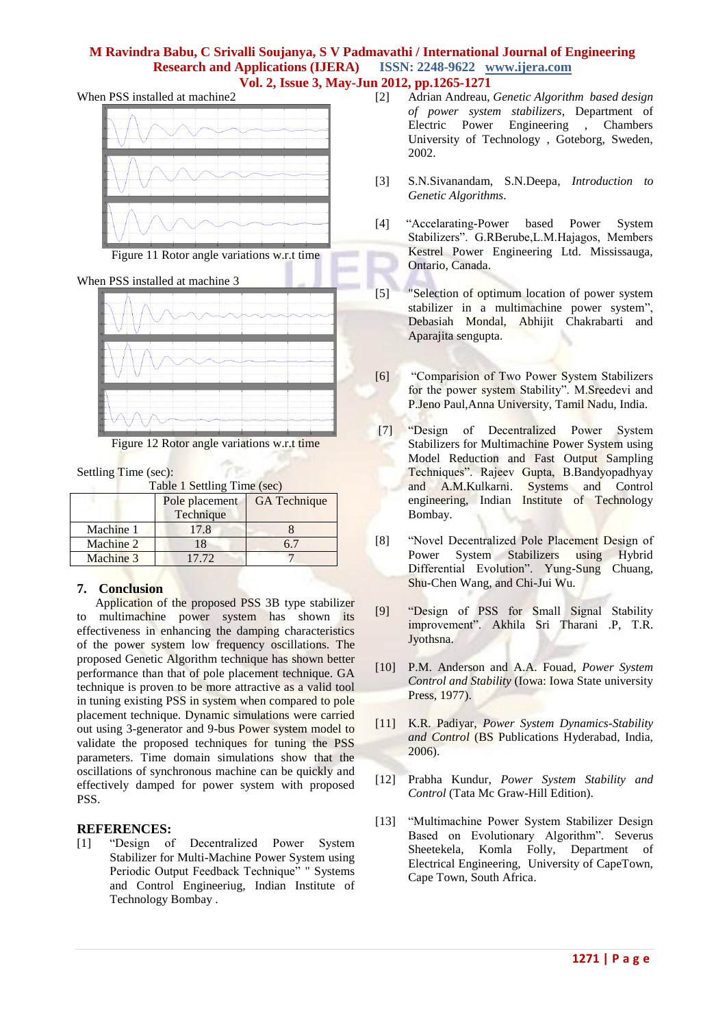When PSS installed at machine2

Figure 11 Rotor angle variations w.r.t time

When PSS installed at machine 3

Figure 12 Rotor angle variations w.r.t time

Settling Time (sec):

Table 1 Settling Time (sec)

| | Pole placement Technique | GA Technique |
|---|---|---|
| Machine 1 | 17.8 | 8 |
| Machine 2 | 18 | 6.7 |
| Machine 3 | 17.72 | 7 |

## 7. Conclusion

Application of the proposed PSS 3B type stabilizer to multimachine power system has shown its effectiveness in enhancing the damping characteristics of the power system low frequency oscillations. The proposed Genetic Algorithm technique has shown better performance than that of pole placement technique. GA technique is proven to be more attractive as a valid tool in tuning existing PSS in system when compared to pole placement technique. Dynamic simulations were carried out using 3-generator and 9-bus Power system model to validate the proposed techniques for tuning the PSS parameters. Time domain simulations show that the oscillations of synchronous machine can be quickly and effectively damped for power system with proposed PSS.

## REFERENCES:

[1] "Design of Decentralized Power System Stabilizer for Multi-Machine Power System using Periodic Output Feedback Technique" " Systems and Control Engineeriug, Indian Institute of Technology Bombay .

[2] Adrian Andreau, *Genetic Algorithm based design of power system stabilizers*, Department of Electric Power Engineering , Chambers University of Technology , Goteborg, Sweden, 2002.

[3] S.N.Sivanandam, S.N.Deepa, *Introduction to Genetic Algorithms*.

[4] "Accelarating-Power based Power System Stabilizers". G.RBerube,L.M.Hajagos, Members Kestrel Power Engineering Ltd. Mississauga, Ontario, Canada.

[5] "Selection of optimum location of power system stabilizer in a multimachine power system", Debasiah Mondal, Abhijit Chakrabarti and Aparajita sengupta.

[6] "Comparision of Two Power System Stabilizers for the power system Stability". M.Sreedevi and P.Jeno Paul,Anna University, Tamil Nadu, India.

[7] "Design of Decentralized Power System Stabilizers for Multimachine Power System using Model Reduction and Fast Output Sampling Techniques". Rajeev Gupta, B.Bandyopadhyay and A.M.Kulkarni. Systems and Control engineering, Indian Institute of Technology Bombay.

[8] "Novel Decentralized Pole Placement Design of Power System Stabilizers using Hybrid Differential Evolution". Yung-Sung Chuang, Shu-Chen Wang, and Chi-Jui Wu.

[9] "Design of PSS for Small Signal Stability improvement". Akhila Sri Tharani .P, T.R. Jyothsna.

[10] P.M. Anderson and A.A. Fouad, *Power System Control and Stability* (Iowa: Iowa State university Press, 1977).

[11] K.R. Padiyar, *Power System Dynamics-Stability and Control* (BS Publications Hyderabad, India, 2006).

[12] Prabha Kundur, *Power System Stability and Control* (Tata Mc Graw-Hill Edition).

[13] "Multimachine Power System Stabilizer Design Based on Evolutionary Algorithm". Severus Sheetekela, Komla Folly, Department of Electrical Engineering, University of CapeTown, Cape Town, South Africa.